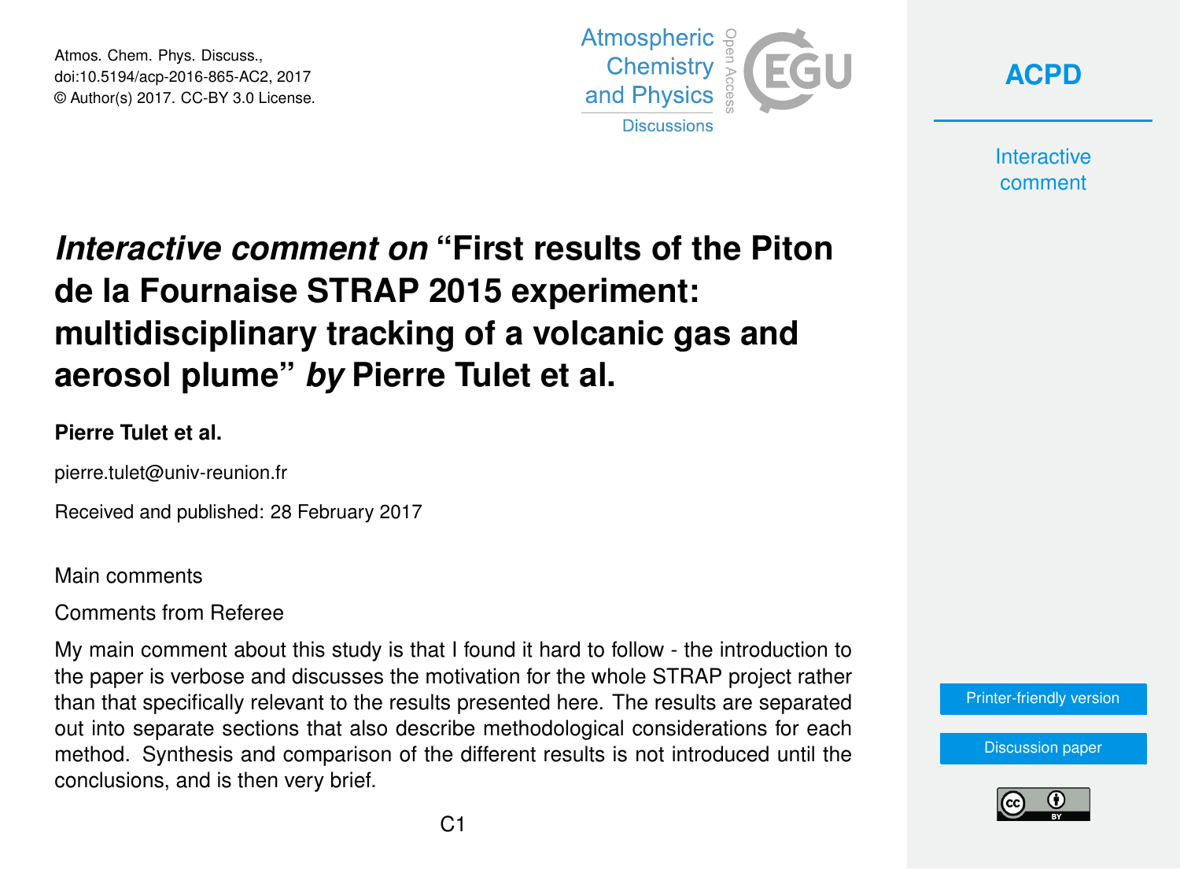Atmos. Chem. Phys. Discuss.,
doi:10.5194/acp-2016-865-AC2, 2017
© Author(s) 2017. CC-BY 3.0 License.

# *Interactive comment on* "First results of the Piton de la Fournaise STRAP 2015 experiment: multidisciplinary tracking of a volcanic gas and aerosol plume" *by* Pierre Tulet et al.

**Pierre Tulet et al.**

pierre.tulet@univ-reunion.fr

Received and published: 28 February 2017

Main comments

Comments from Referee

My main comment about this study is that I found it hard to follow - the introduction to the paper is verbose and discusses the motivation for the whole STRAP project rather than that specifically relevant to the results presented here. The results are separated out into separate sections that also describe methodological considerations for each method. Synthesis and comparison of the different results is not introduced until the conclusions, and is then very brief.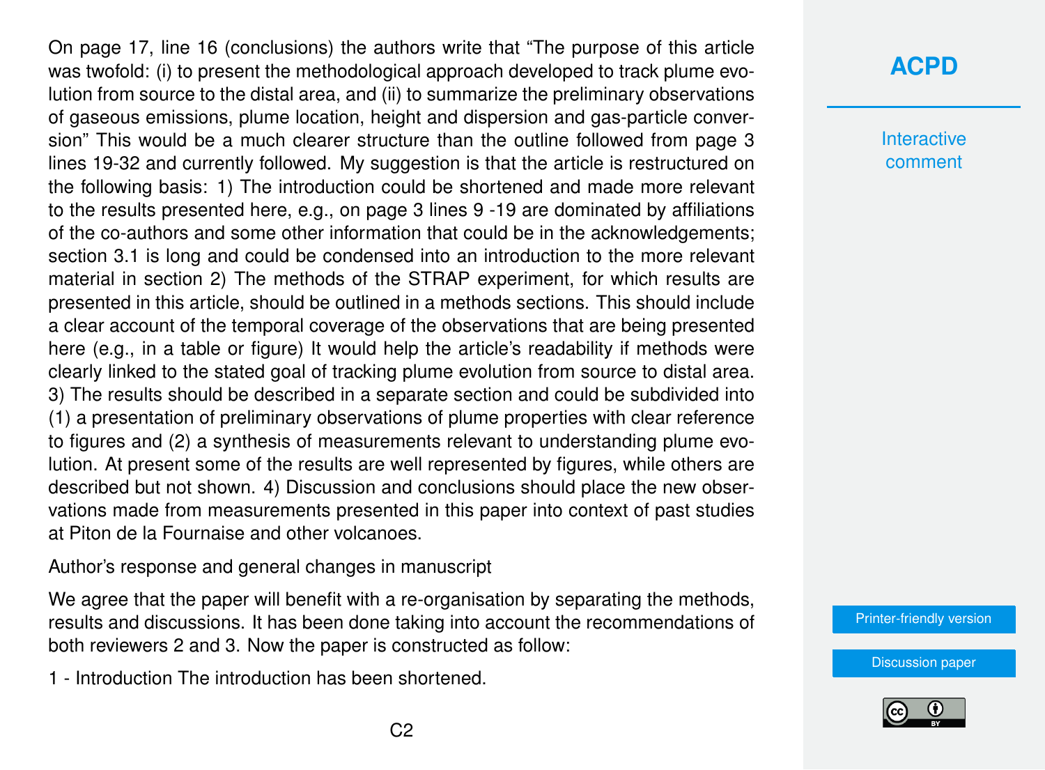On page 17, line 16 (conclusions) the authors write that "The purpose of this article was twofold: (i) to present the methodological approach developed to track plume evolution from source to the distal area, and (ii) to summarize the preliminary observations of gaseous emissions, plume location, height and dispersion and gas-particle conversion" This would be a much clearer structure than the outline followed from page 3 lines 19-32 and currently followed. My suggestion is that the article is restructured on the following basis: 1) The introduction could be shortened and made more relevant to the results presented here, e.g., on page 3 lines 9 -19 are dominated by affiliations of the co-authors and some other information that could be in the acknowledgements; section 3.1 is long and could be condensed into an introduction to the more relevant material in section 2) The methods of the STRAP experiment, for which results are presented in this article, should be outlined in a methods sections. This should include a clear account of the temporal coverage of the observations that are being presented here (e.g., in a table or figure) It would help the article's readability if methods were clearly linked to the stated goal of tracking plume evolution from source to distal area. 3) The results should be described in a separate section and could be subdivided into (1) a presentation of preliminary observations of plume properties with clear reference to figures and (2) a synthesis of measurements relevant to understanding plume evolution. At present some of the results are well represented by figures, while others are described but not shown. 4) Discussion and conclusions should place the new observations made from measurements presented in this paper into context of past studies at Piton de la Fournaise and other volcanoes.

Author's response and general changes in manuscript

We agree that the paper will benefit with a re-organisation by separating the methods, results and discussions. It has been done taking into account the recommendations of both reviewers 2 and 3. Now the paper is constructed as follow:

1 - Introduction The introduction has been shortened.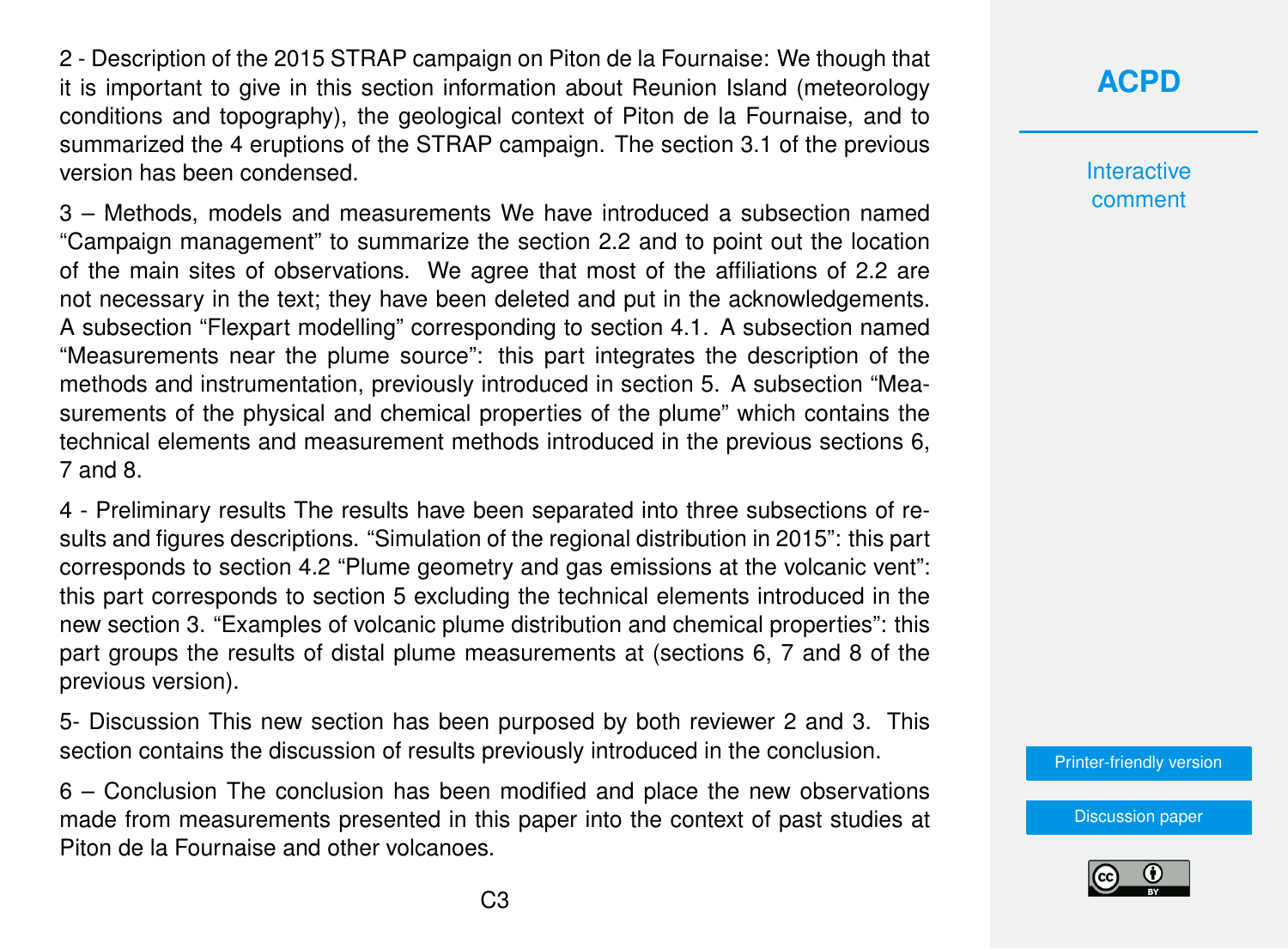2 - Description of the 2015 STRAP campaign on Piton de la Fournaise: We though that it is important to give in this section information about Reunion Island (meteorology conditions and topography), the geological context of Piton de la Fournaise, and to summarized the 4 eruptions of the STRAP campaign. The section 3.1 of the previous version has been condensed.

3 – Methods, models and measurements We have introduced a subsection named “Campaign management” to summarize the section 2.2 and to point out the location of the main sites of observations. We agree that most of the affiliations of 2.2 are not necessary in the text; they have been deleted and put in the acknowledgements. A subsection “Flexpart modelling” corresponding to section 4.1. A subsection named “Measurements near the plume source”: this part integrates the description of the methods and instrumentation, previously introduced in section 5. A subsection “Measurements of the physical and chemical properties of the plume” which contains the technical elements and measurement methods introduced in the previous sections 6, 7 and 8.

4 - Preliminary results The results have been separated into three subsections of results and figures descriptions. “Simulation of the regional distribution in 2015”: this part corresponds to section 4.2 “Plume geometry and gas emissions at the volcanic vent”: this part corresponds to section 5 excluding the technical elements introduced in the new section 3. “Examples of volcanic plume distribution and chemical properties”: this part groups the results of distal plume measurements at (sections 6, 7 and 8 of the previous version).

5- Discussion This new section has been purposed by both reviewer 2 and 3. This section contains the discussion of results previously introduced in the conclusion.

6 – Conclusion The conclusion has been modified and place the new observations made from measurements presented in this paper into the context of past studies at Piton de la Fournaise and other volcanoes.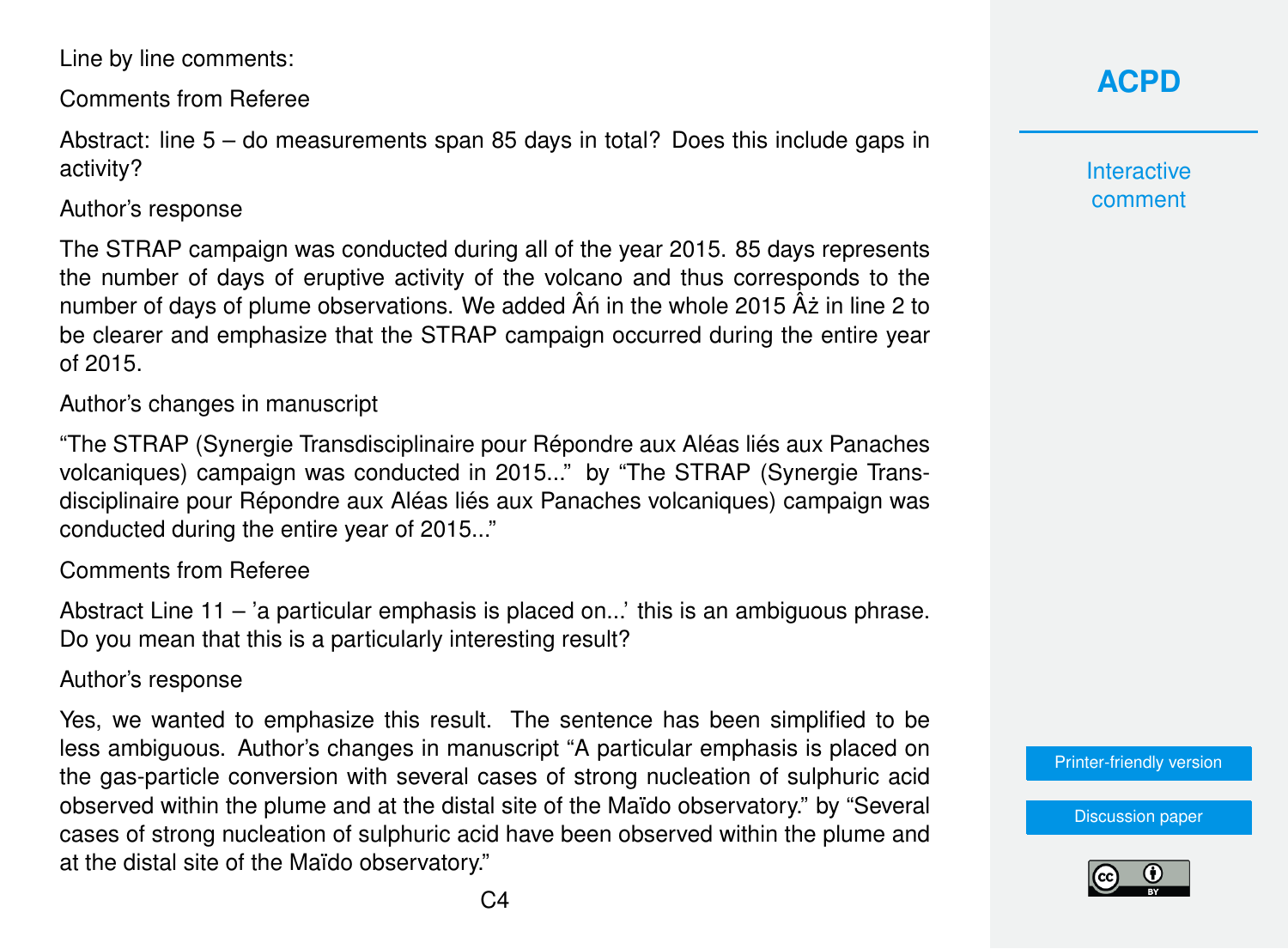Line by line comments:

Comments from Referee

Abstract: line 5 – do measurements span 85 days in total? Does this include gaps in activity?

Author's response

The STRAP campaign was conducted during all of the year 2015. 85 days represents the number of days of eruptive activity of the volcano and thus corresponds to the number of days of plume observations. We added Âń in the whole 2015 Âż in line 2 to be clearer and emphasize that the STRAP campaign occurred during the entire year of 2015.

Author's changes in manuscript

"The STRAP (Synergie Transdisciplinaire pour Répondre aux Aléas liés aux Panaches volcaniques) campaign was conducted in 2015..." by "The STRAP (Synergie Transdisciplinaire pour Répondre aux Aléas liés aux Panaches volcaniques) campaign was conducted during the entire year of 2015..."

Comments from Referee

Abstract Line 11 – 'a particular emphasis is placed on...' this is an ambiguous phrase. Do you mean that this is a particularly interesting result?

Author's response

Yes, we wanted to emphasize this result. The sentence has been simplified to be less ambiguous. Author's changes in manuscript "A particular emphasis is placed on the gas-particle conversion with several cases of strong nucleation of sulphuric acid observed within the plume and at the distal site of the Maïdo observatory." by "Several cases of strong nucleation of sulphuric acid have been observed within the plume and at the distal site of the Maïdo observatory."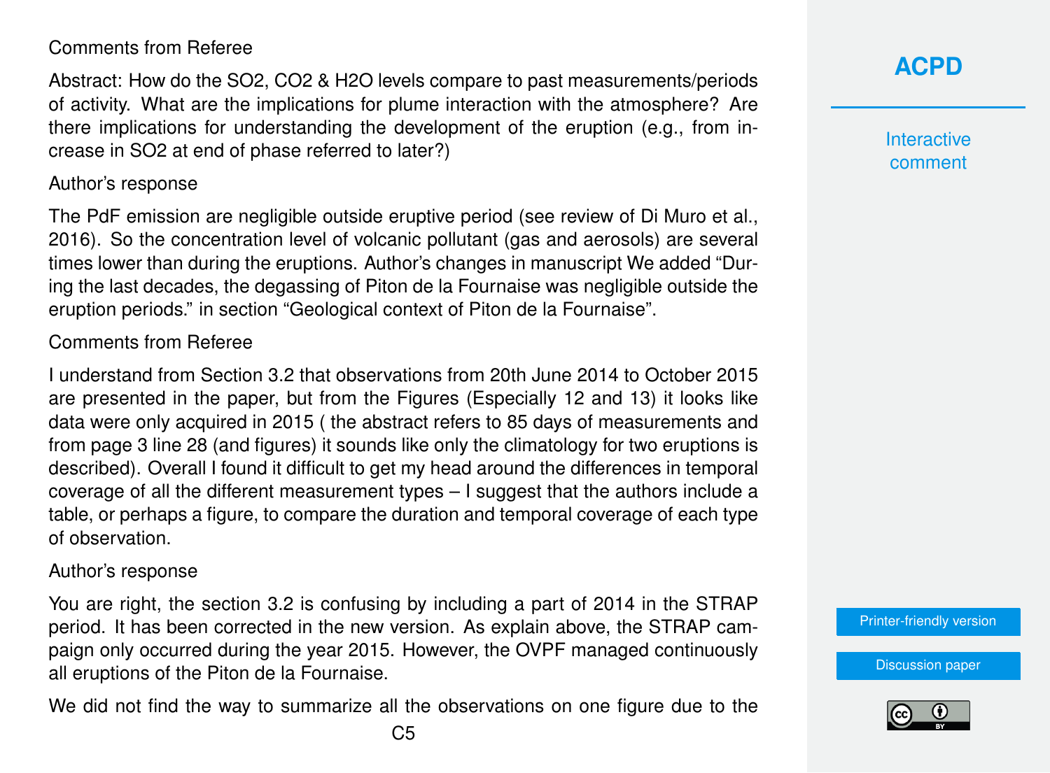Comments from Referee

Abstract: How do the $SO_2$, $CO_2$ & $H_2O$ levels compare to past measurements/periods of activity. What are the implications for plume interaction with the atmosphere? Are there implications for understanding the development of the eruption (e.g., from increase in $SO_2$ at end of phase referred to later?)

Author's response

The PdF emission are negligible outside eruptive period (see review of Di Muro et al., 2016). So the concentration level of volcanic pollutant (gas and aerosols) are several times lower than during the eruptions. Author's changes in manuscript We added "During the last decades, the degassing of Piton de la Fournaise was negligible outside the eruption periods." in section "Geological context of Piton de la Fournaise".

Comments from Referee

I understand from Section 3.2 that observations from 20th June 2014 to October 2015 are presented in the paper, but from the Figures (Especially 12 and 13) it looks like data were only acquired in 2015 ( the abstract refers to 85 days of measurements and from page 3 line 28 (and figures) it sounds like only the climatology for two eruptions is described). Overall I found it difficult to get my head around the differences in temporal coverage of all the different measurement types – I suggest that the authors include a table, or perhaps a figure, to compare the duration and temporal coverage of each type of observation.

Author's response

You are right, the section 3.2 is confusing by including a part of 2014 in the STRAP period. It has been corrected in the new version. As explain above, the STRAP campaign only occurred during the year 2015. However, the OVPF managed continuously all eruptions of the Piton de la Fournaise.

We did not find the way to summarize all the observations on one figure due to the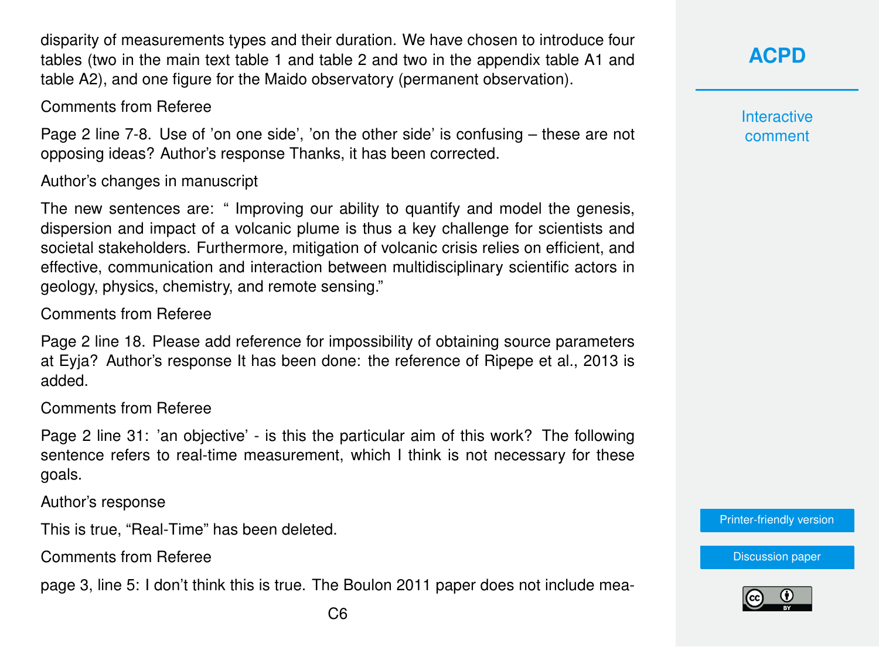disparity of measurements types and their duration. We have chosen to introduce four tables (two in the main text table 1 and table 2 and two in the appendix table A1 and table A2), and one figure for the Maido observatory (permanent observation).

Comments from Referee

Page 2 line 7-8. Use of 'on one side', 'on the other side' is confusing – these are not opposing ideas? Author's response Thanks, it has been corrected.

Author's changes in manuscript

The new sentences are: " Improving our ability to quantify and model the genesis, dispersion and impact of a volcanic plume is thus a key challenge for scientists and societal stakeholders. Furthermore, mitigation of volcanic crisis relies on efficient, and effective, communication and interaction between multidisciplinary scientific actors in geology, physics, chemistry, and remote sensing."

Comments from Referee

Page 2 line 18. Please add reference for impossibility of obtaining source parameters at Eyja? Author's response It has been done: the reference of Ripepe et al., 2013 is added.

Comments from Referee

Page 2 line 31: 'an objective' - is this the particular aim of this work? The following sentence refers to real-time measurement, which I think is not necessary for these goals.

Author's response

This is true, "Real-Time" has been deleted.

Comments from Referee

page 3, line 5: I don't think this is true. The Boulon 2011 paper does not include mea-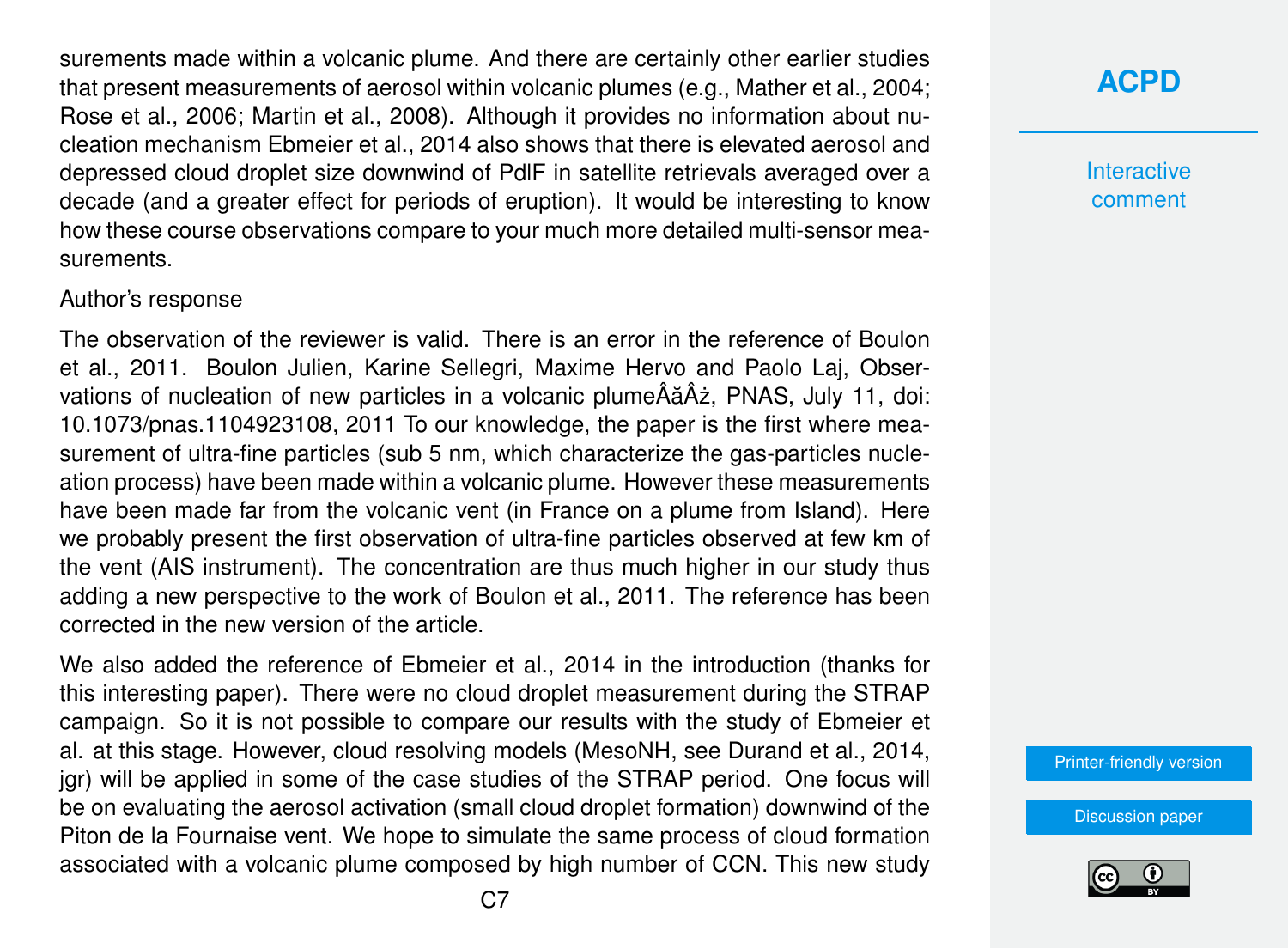surements made within a volcanic plume. And there are certainly other earlier studies that present measurements of aerosol within volcanic plumes (e.g., Mather et al., 2004; Rose et al., 2006; Martin et al., 2008). Although it provides no information about nucleation mechanism Ebmeier et al., 2014 also shows that there is elevated aerosol and depressed cloud droplet size downwind of PdlF in satellite retrievals averaged over a decade (and a greater effect for periods of eruption). It would be interesting to know how these course observations compare to your much more detailed multi-sensor measurements.

Author's response

The observation of the reviewer is valid. There is an error in the reference of Boulon et al., 2011. Boulon Julien, Karine Sellegri, Maxime Hervo and Paolo Laj, Observations of nucleation of new particles in a volcanic plumeÂăÂż, PNAS, July 11, doi: 10.1073/pnas.1104923108, 2011 To our knowledge, the paper is the first where measurement of ultra-fine particles (sub 5 nm, which characterize the gas-particles nucleation process) have been made within a volcanic plume. However these measurements have been made far from the volcanic vent (in France on a plume from Island). Here we probably present the first observation of ultra-fine particles observed at few km of the vent (AIS instrument). The concentration are thus much higher in our study thus adding a new perspective to the work of Boulon et al., 2011. The reference has been corrected in the new version of the article.

We also added the reference of Ebmeier et al., 2014 in the introduction (thanks for this interesting paper). There were no cloud droplet measurement during the STRAP campaign. So it is not possible to compare our results with the study of Ebmeier et al. at this stage. However, cloud resolving models (MesoNH, see Durand et al., 2014, jgr) will be applied in some of the case studies of the STRAP period. One focus will be on evaluating the aerosol activation (small cloud droplet formation) downwind of the Piton de la Fournaise vent. We hope to simulate the same process of cloud formation associated with a volcanic plume composed by high number of CCN. This new study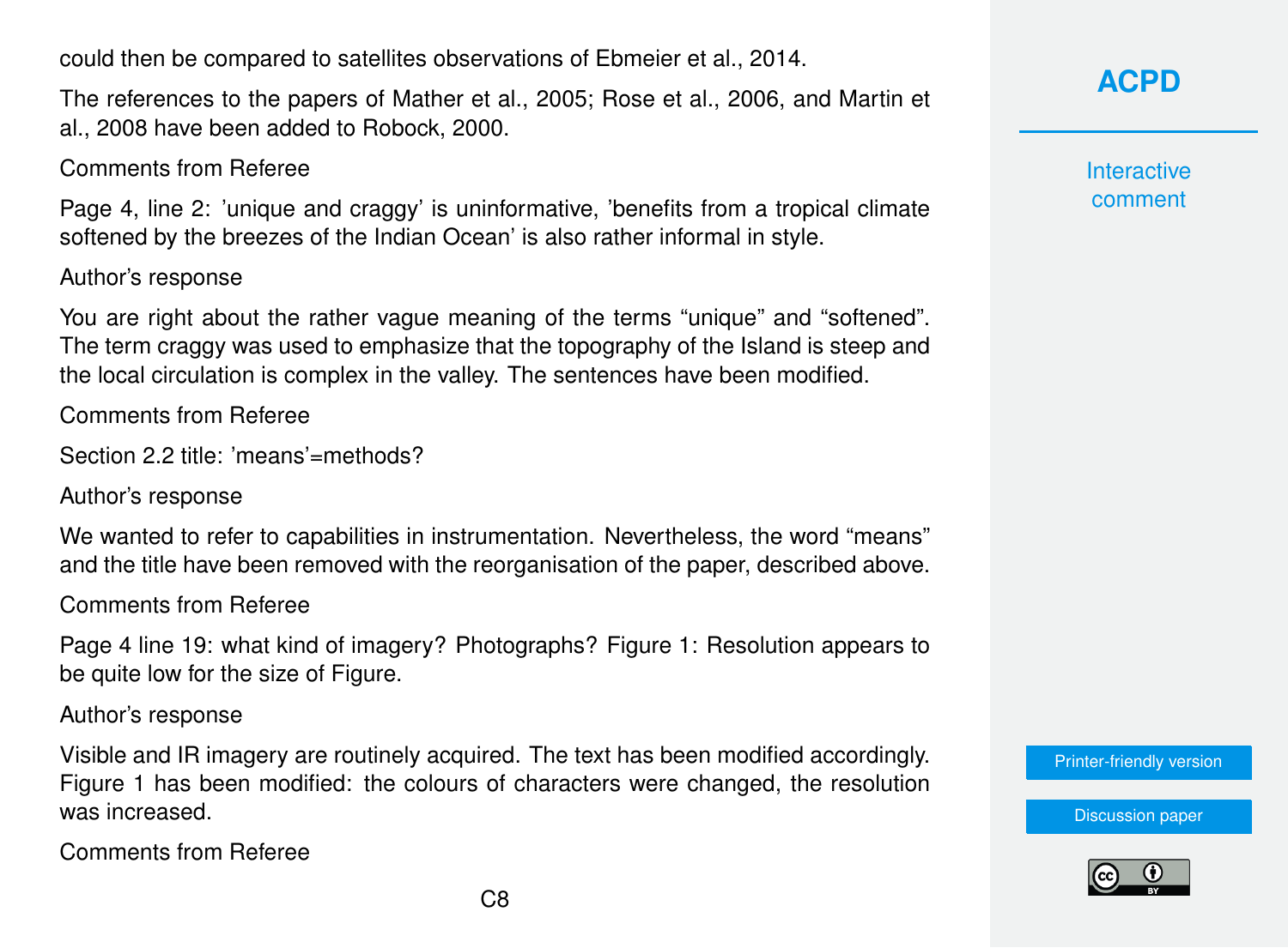could then be compared to satellites observations of Ebmeier et al., 2014.

The references to the papers of Mather et al., 2005; Rose et al., 2006, and Martin et al., 2008 have been added to Robock, 2000.

Comments from Referee

Page 4, line 2: 'unique and craggy' is uninformative, 'benefits from a tropical climate softened by the breezes of the Indian Ocean' is also rather informal in style.

Author's response

You are right about the rather vague meaning of the terms "unique" and "softened". The term craggy was used to emphasize that the topography of the Island is steep and the local circulation is complex in the valley. The sentences have been modified.

Comments from Referee

Section 2.2 title: 'means'=methods?

Author's response

We wanted to refer to capabilities in instrumentation. Nevertheless, the word "means" and the title have been removed with the reorganisation of the paper, described above.

Comments from Referee

Page 4 line 19: what kind of imagery? Photographs? Figure 1: Resolution appears to be quite low for the size of Figure.

Author's response

Visible and IR imagery are routinely acquired. The text has been modified accordingly. Figure 1 has been modified: the colours of characters were changed, the resolution was increased.

Comments from Referee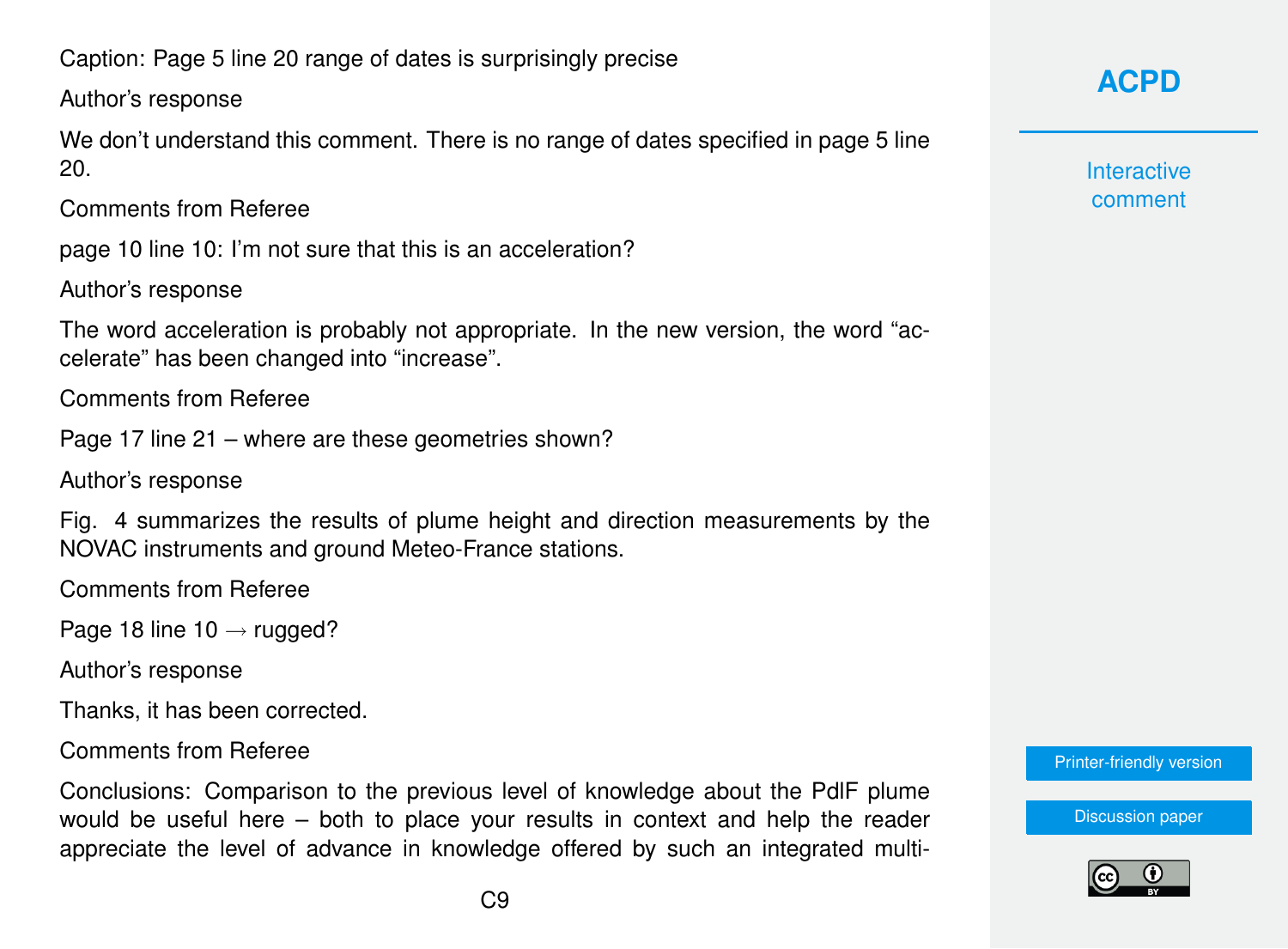Caption: Page 5 line 20 range of dates is surprisingly precise

Author's response

We don't understand this comment. There is no range of dates specified in page 5 line 20.

Comments from Referee

page 10 line 10: I'm not sure that this is an acceleration?

Author's response

The word acceleration is probably not appropriate. In the new version, the word "accelerate" has been changed into "increase".

Comments from Referee

Page 17 line 21 – where are these geometries shown?

Author's response

Fig. 4 summarizes the results of plume height and direction measurements by the NOVAC instruments and ground Meteo-France stations.

Comments from Referee

Page 18 line 10 → rugged?

Author's response

Thanks, it has been corrected.

Comments from Referee

Conclusions: Comparison to the previous level of knowledge about the PdlF plume would be useful here – both to place your results in context and help the reader appreciate the level of advance in knowledge offered by such an integrated multi-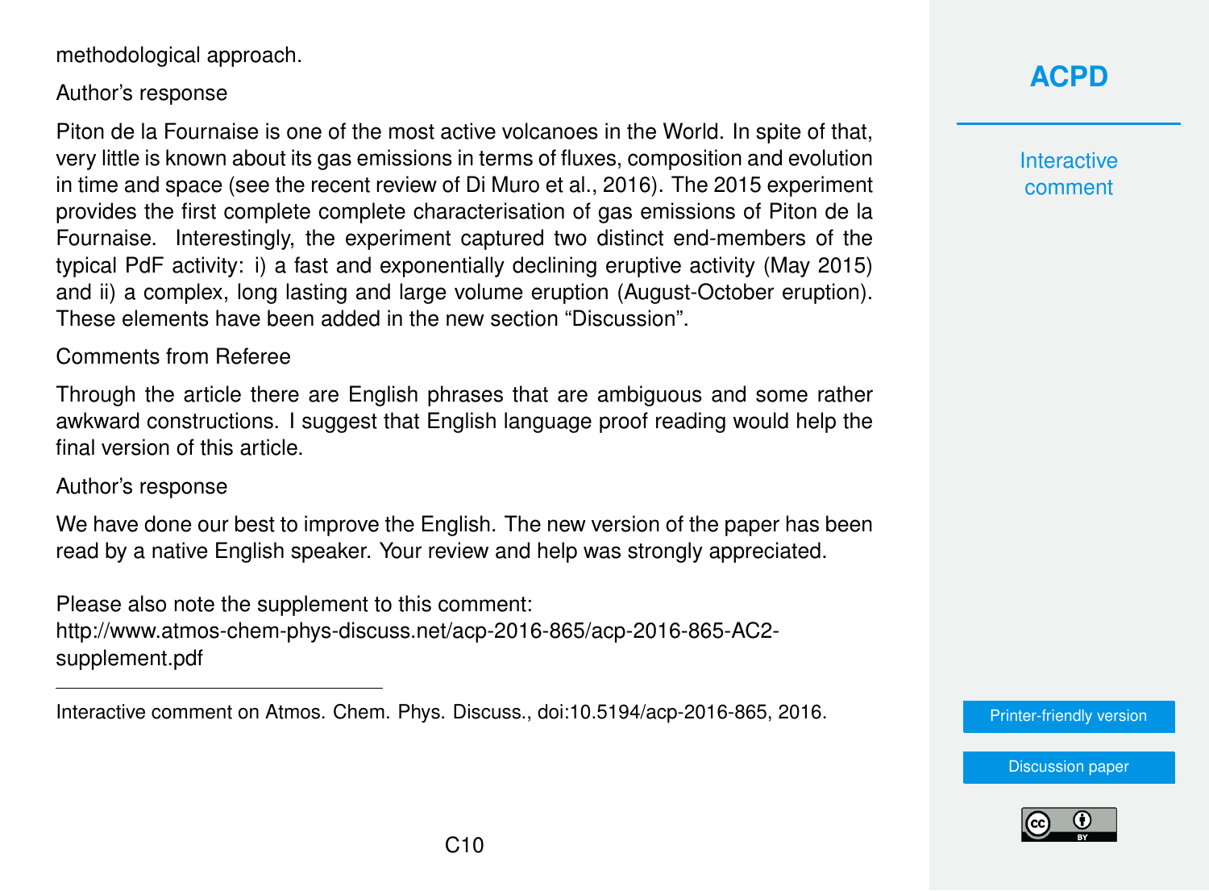methodological approach.

Author's response

Piton de la Fournaise is one of the most active volcanoes in the World. In spite of that, very little is known about its gas emissions in terms of fluxes, composition and evolution in time and space (see the recent review of Di Muro et al., 2016). The 2015 experiment provides the first complete complete characterisation of gas emissions of Piton de la Fournaise. Interestingly, the experiment captured two distinct end-members of the typical PdF activity: i) a fast and exponentially declining eruptive activity (May 2015) and ii) a complex, long lasting and large volume eruption (August-October eruption). These elements have been added in the new section "Discussion".

Comments from Referee

Through the article there are English phrases that are ambiguous and some rather awkward constructions. I suggest that English language proof reading would help the final version of this article.

Author's response

We have done our best to improve the English. The new version of the paper has been read by a native English speaker. Your review and help was strongly appreciated.

Please also note the supplement to this comment:
http://www.atmos-chem-phys-discuss.net/acp-2016-865/acp-2016-865-AC2-supplement.pdf

---

Interactive comment on Atmos. Chem. Phys. Discuss., doi:10.5194/acp-2016-865, 2016.